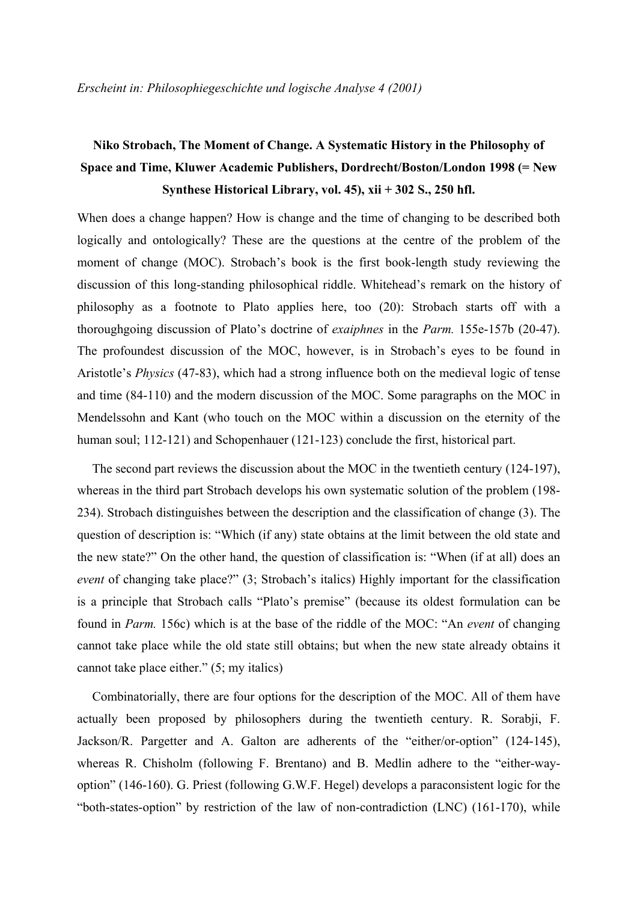*Erscheint in: Philosophiegeschichte und logische Analyse 4 (2001)*

**Niko Strobach, The Moment of Change. A Systematic History in the Philosophy of Space and Time, Kluwer Academic Publishers, Dordrecht/Boston/London 1998 (= New Synthese Historical Library, vol. 45), xii + 302 S., 250 hfl.**

When does a change happen? How is change and the time of changing to be described both logically and ontologically? These are the questions at the centre of the problem of the moment of change (MOC). Strobach's book is the first book-length study reviewing the discussion of this long-standing philosophical riddle. Whitehead's remark on the history of philosophy as a footnote to Plato applies here, too (20): Strobach starts off with a thoroughgoing discussion of Plato's doctrine of *exaiphnes* in the *Parm.* 155e-157b (20-47). The profoundest discussion of the MOC, however, is in Strobach's eyes to be found in Aristotle's *Physics* (47-83), which had a strong influence both on the medieval logic of tense and time (84-110) and the modern discussion of the MOC. Some paragraphs on the MOC in Mendelssohn and Kant (who touch on the MOC within a discussion on the eternity of the human soul; 112-121) and Schopenhauer (121-123) conclude the first, historical part.

The second part reviews the discussion about the MOC in the twentieth century (124-197), whereas in the third part Strobach develops his own systematic solution of the problem (198-234). Strobach distinguishes between the description and the classification of change (3). The question of description is: "Which (if any) state obtains at the limit between the old state and the new state?" On the other hand, the question of classification is: "When (if at all) does an *event* of changing take place?" (3; Strobach's italics) Highly important for the classification is a principle that Strobach calls "Plato's premise" (because its oldest formulation can be found in *Parm.* 156c) which is at the base of the riddle of the MOC: "An *event* of changing cannot take place while the old state still obtains; but when the new state already obtains it cannot take place either." (5; my italics)

Combinatorially, there are four options for the description of the MOC. All of them have actually been proposed by philosophers during the twentieth century. R. Sorabji, F. Jackson/R. Pargetter and A. Galton are adherents of the "either/or-option" (124-145), whereas R. Chisholm (following F. Brentano) and B. Medlin adhere to the "either-way-option" (146-160). G. Priest (following G.W.F. Hegel) develops a paraconsistent logic for the "both-states-option" by restriction of the law of non-contradiction (LNC) (161-170), while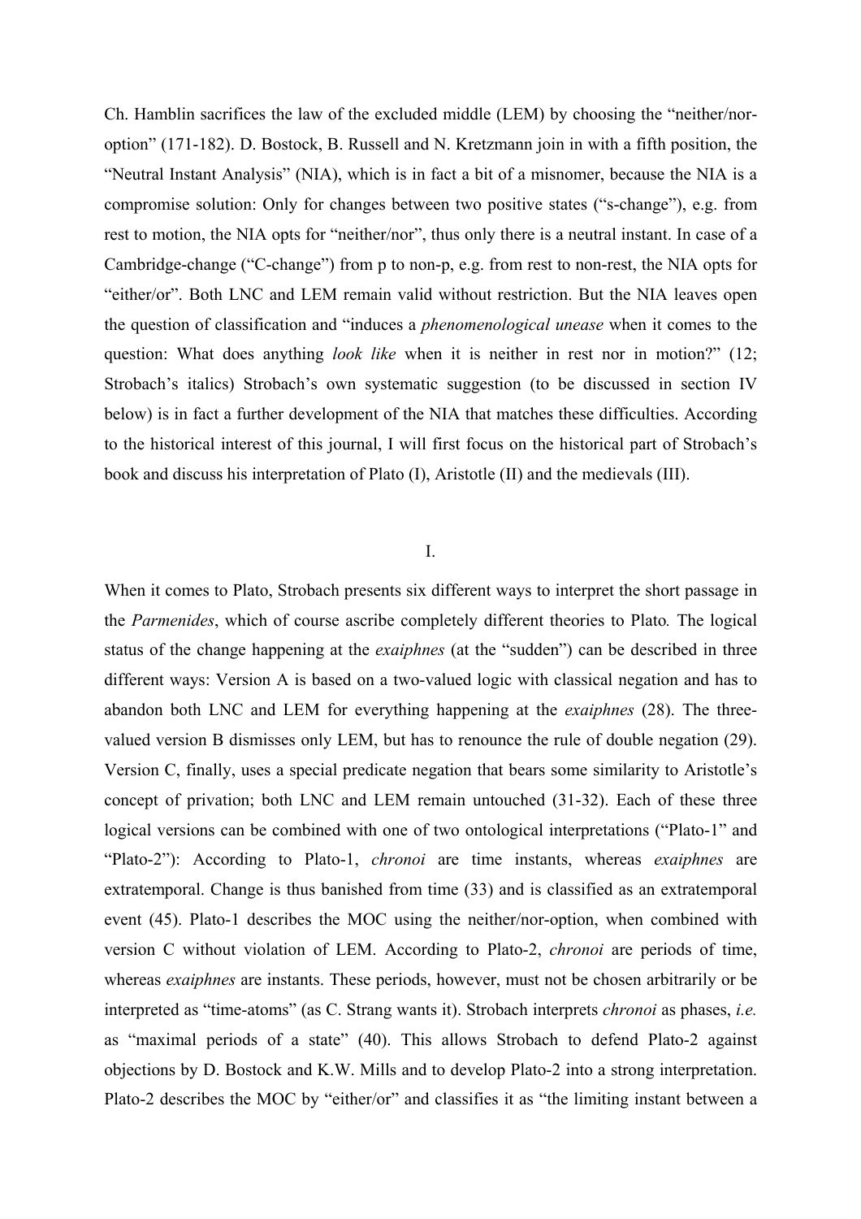Ch. Hamblin sacrifices the law of the excluded middle (LEM) by choosing the "neither/nor-option" (171-182). D. Bostock, B. Russell and N. Kretzmann join in with a fifth position, the "Neutral Instant Analysis" (NIA), which is in fact a bit of a misnomer, because the NIA is a compromise solution: Only for changes between two positive states ("s-change"), e.g. from rest to motion, the NIA opts for "neither/nor", thus only there is a neutral instant. In case of a Cambridge-change ("C-change") from p to non-p, e.g. from rest to non-rest, the NIA opts for "either/or". Both LNC and LEM remain valid without restriction. But the NIA leaves open the question of classification and "induces a *phenomenological unease* when it comes to the question: What does anything *look like* when it is neither in rest nor in motion?" (12; Strobach's italics) Strobach's own systematic suggestion (to be discussed in section IV below) is in fact a further development of the NIA that matches these difficulties. According to the historical interest of this journal, I will first focus on the historical part of Strobach's book and discuss his interpretation of Plato (I), Aristotle (II) and the medievals (III).

## I.

When it comes to Plato, Strobach presents six different ways to interpret the short passage in the *Parmenides*, which of course ascribe completely different theories to Plato*.* The logical status of the change happening at the *exaiphnes* (at the "sudden") can be described in three different ways: Version A is based on a two-valued logic with classical negation and has to abandon both LNC and LEM for everything happening at the *exaiphnes* (28). The three-valued version B dismisses only LEM, but has to renounce the rule of double negation (29). Version C, finally, uses a special predicate negation that bears some similarity to Aristotle's concept of privation; both LNC and LEM remain untouched (31-32). Each of these three logical versions can be combined with one of two ontological interpretations ("Plato-1" and "Plato-2"): According to Plato-1, *chronoi* are time instants, whereas *exaiphnes* are extratemporal. Change is thus banished from time (33) and is classified as an extratemporal event (45). Plato-1 describes the MOC using the neither/nor-option, when combined with version C without violation of LEM. According to Plato-2, *chronoi* are periods of time, whereas *exaiphnes* are instants. These periods, however, must not be chosen arbitrarily or be interpreted as "time-atoms" (as C. Strang wants it). Strobach interprets *chronoi* as phases, *i.e.* as "maximal periods of a state" (40). This allows Strobach to defend Plato-2 against objections by D. Bostock and K.W. Mills and to develop Plato-2 into a strong interpretation. Plato-2 describes the MOC by "either/or" and classifies it as "the limiting instant between a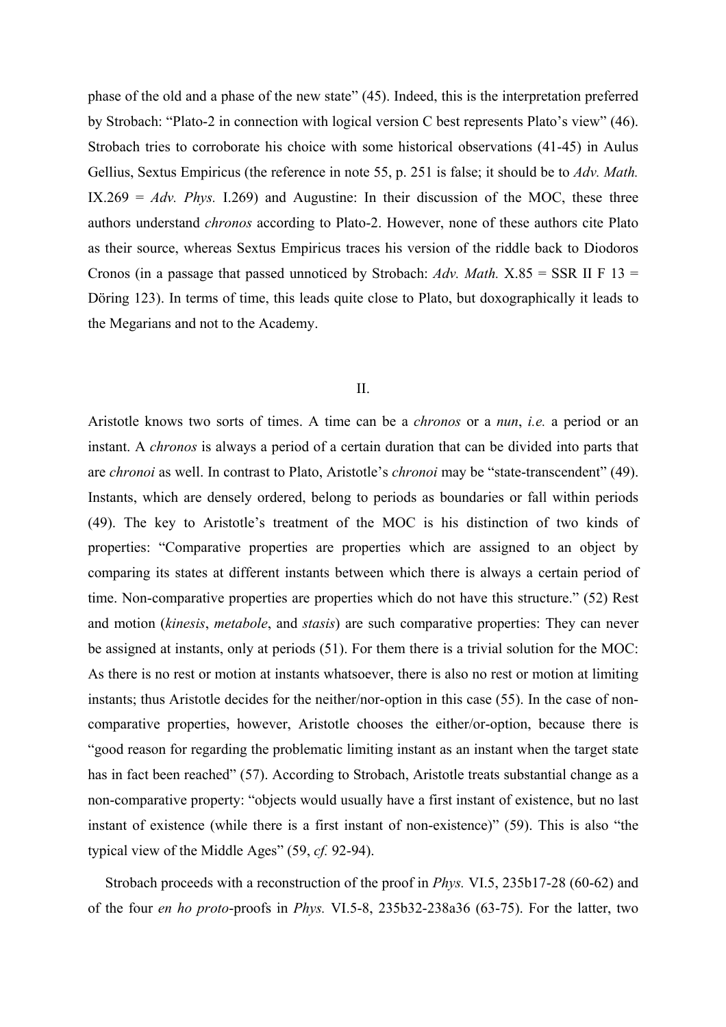phase of the old and a phase of the new state" (45). Indeed, this is the interpretation preferred by Strobach: "Plato-2 in connection with logical version C best represents Plato's view" (46). Strobach tries to corroborate his choice with some historical observations (41-45) in Aulus Gellius, Sextus Empiricus (the reference in note 55, p. 251 is false; it should be to *Adv. Math.* IX.269 = *Adv. Phys.* I.269) and Augustine: In their discussion of the MOC, these three authors understand *chronos* according to Plato-2. However, none of these authors cite Plato as their source, whereas Sextus Empiricus traces his version of the riddle back to Diodoros Cronos (in a passage that passed unnoticed by Strobach: *Adv. Math.* X.85 = SSR II F 13 = Döring 123). In terms of time, this leads quite close to Plato, but doxographically it leads to the Megarians and not to the Academy.

## II.

Aristotle knows two sorts of times. A time can be a *chronos* or a *nun*, *i.e.* a period or an instant. A *chronos* is always a period of a certain duration that can be divided into parts that are *chronoi* as well. In contrast to Plato, Aristotle's *chronoi* may be "state-transcendent" (49). Instants, which are densely ordered, belong to periods as boundaries or fall within periods (49). The key to Aristotle's treatment of the MOC is his distinction of two kinds of properties: "Comparative properties are properties which are assigned to an object by comparing its states at different instants between which there is always a certain period of time. Non-comparative properties are properties which do not have this structure." (52) Rest and motion (*kinesis*, *metabole*, and *stasis*) are such comparative properties: They can never be assigned at instants, only at periods (51). For them there is a trivial solution for the MOC: As there is no rest or motion at instants whatsoever, there is also no rest or motion at limiting instants; thus Aristotle decides for the neither/nor-option in this case (55). In the case of non-comparative properties, however, Aristotle chooses the either/or-option, because there is "good reason for regarding the problematic limiting instant as an instant when the target state has in fact been reached" (57). According to Strobach, Aristotle treats substantial change as a non-comparative property: "objects would usually have a first instant of existence, but no last instant of existence (while there is a first instant of non-existence)" (59). This is also "the typical view of the Middle Ages" (59, *cf.* 92-94).

Strobach proceeds with a reconstruction of the proof in *Phys.* VI.5, 235b17-28 (60-62) and of the four *en ho proto*-proofs in *Phys.* VI.5-8, 235b32-238a36 (63-75). For the latter, two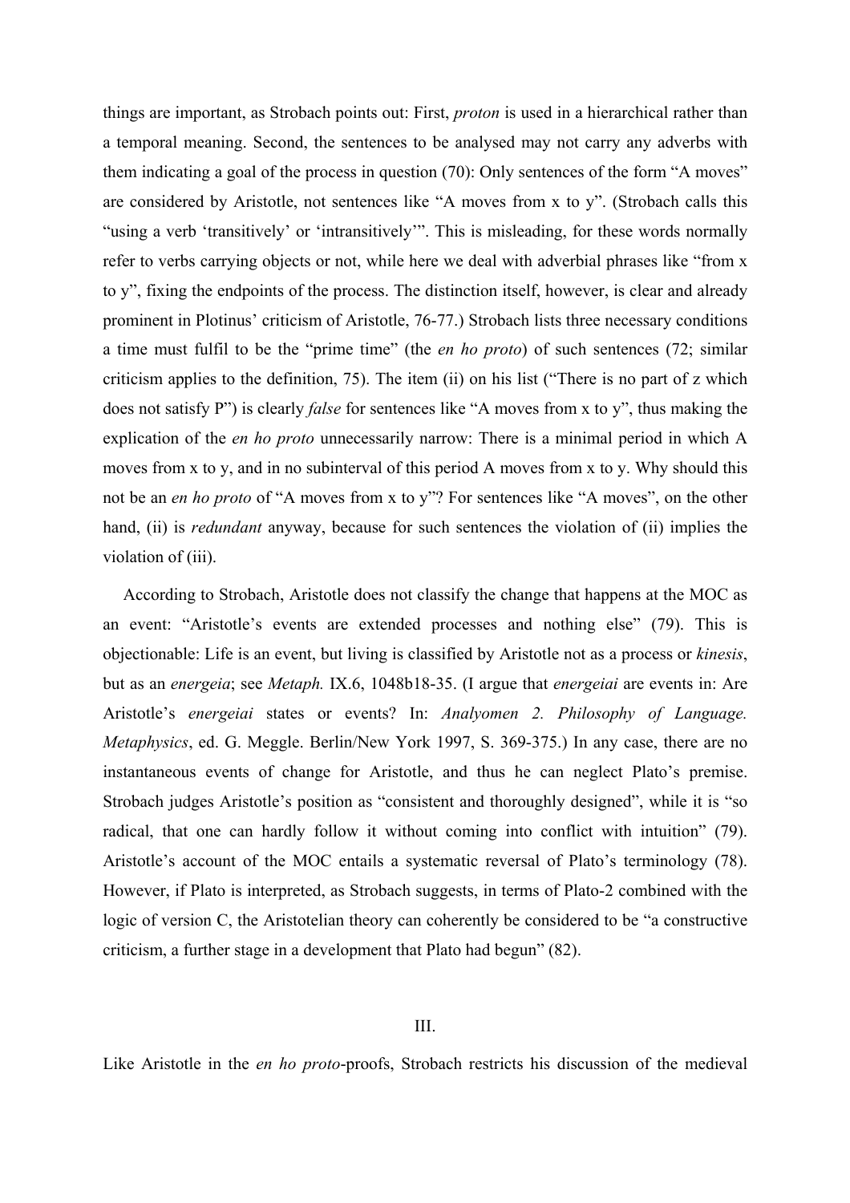things are important, as Strobach points out: First, *proton* is used in a hierarchical rather than a temporal meaning. Second, the sentences to be analysed may not carry any adverbs with them indicating a goal of the process in question (70): Only sentences of the form "A moves" are considered by Aristotle, not sentences like "A moves from x to y". (Strobach calls this "using a verb 'transitively' or 'intransitively'". This is misleading, for these words normally refer to verbs carrying objects or not, while here we deal with adverbial phrases like "from x to y", fixing the endpoints of the process. The distinction itself, however, is clear and already prominent in Plotinus' criticism of Aristotle, 76-77.) Strobach lists three necessary conditions a time must fulfil to be the "prime time" (the *en ho proto*) of such sentences (72; similar criticism applies to the definition, 75). The item (ii) on his list ("There is no part of z which does not satisfy P") is clearly *false* for sentences like "A moves from x to y", thus making the explication of the *en ho proto* unnecessarily narrow: There is a minimal period in which A moves from x to y, and in no subinterval of this period A moves from x to y. Why should this not be an *en ho proto* of "A moves from x to y"? For sentences like "A moves", on the other hand, (ii) is *redundant* anyway, because for such sentences the violation of (ii) implies the violation of (iii).

According to Strobach, Aristotle does not classify the change that happens at the MOC as an event: "Aristotle's events are extended processes and nothing else" (79). This is objectionable: Life is an event, but living is classified by Aristotle not as a process or *kinesis*, but as an *energeia*; see *Metaph.* IX.6, 1048b18-35. (I argue that *energeiai* are events in: Are Aristotle's *energeiai* states or events? In: *Analyomen 2. Philosophy of Language. Metaphysics*, ed. G. Meggle. Berlin/New York 1997, S. 369-375.) In any case, there are no instantaneous events of change for Aristotle, and thus he can neglect Plato's premise. Strobach judges Aristotle's position as "consistent and thoroughly designed", while it is "so radical, that one can hardly follow it without coming into conflict with intuition" (79). Aristotle's account of the MOC entails a systematic reversal of Plato's terminology (78). However, if Plato is interpreted, as Strobach suggests, in terms of Plato-2 combined with the logic of version C, the Aristotelian theory can coherently be considered to be "a constructive criticism, a further stage in a development that Plato had begun" (82).

## III.

Like Aristotle in the *en ho proto*-proofs, Strobach restricts his discussion of the medieval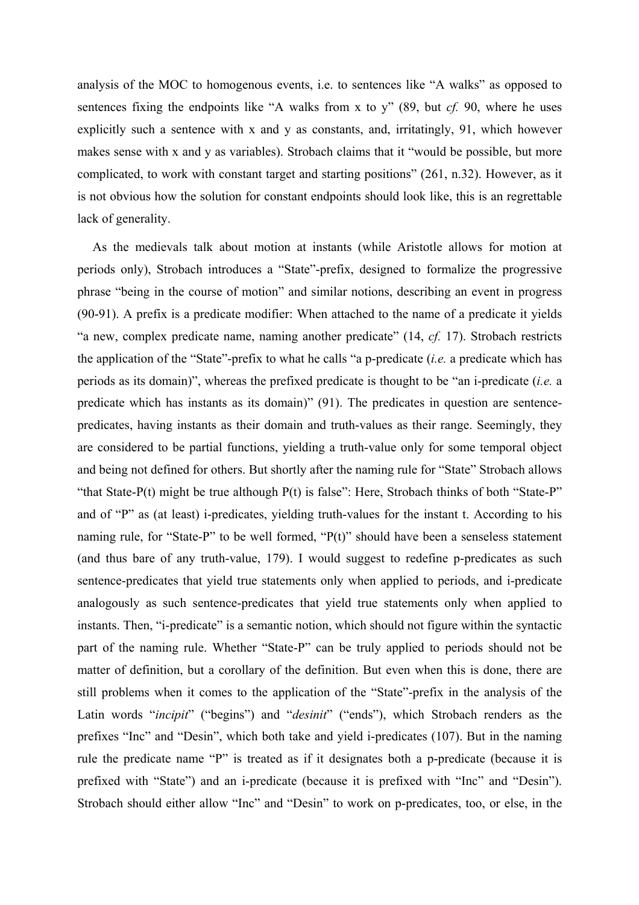analysis of the MOC to homogenous events, i.e. to sentences like "A walks" as opposed to sentences fixing the endpoints like "A walks from x to y" (89, but *cf.* 90, where he uses explicitly such a sentence with x and y as constants, and, irritatingly, 91, which however makes sense with x and y as variables). Strobach claims that it "would be possible, but more complicated, to work with constant target and starting positions" (261, n.32). However, as it is not obvious how the solution for constant endpoints should look like, this is an regrettable lack of generality.

As the medievals talk about motion at instants (while Aristotle allows for motion at periods only), Strobach introduces a "State"-prefix, designed to formalize the progressive phrase "being in the course of motion" and similar notions, describing an event in progress (90-91). A prefix is a predicate modifier: When attached to the name of a predicate it yields "a new, complex predicate name, naming another predicate" (14, *cf.* 17). Strobach restricts the application of the "State"-prefix to what he calls "a p-predicate (*i.e.* a predicate which has periods as its domain)", whereas the prefixed predicate is thought to be "an i-predicate (*i.e.* a predicate which has instants as its domain)" (91). The predicates in question are sentence-predicates, having instants as their domain and truth-values as their range. Seemingly, they are considered to be partial functions, yielding a truth-value only for some temporal object and being not defined for others. But shortly after the naming rule for "State" Strobach allows "that State-P(t) might be true although P(t) is false": Here, Strobach thinks of both "State-P" and of "P" as (at least) i-predicates, yielding truth-values for the instant t. According to his naming rule, for "State-P" to be well formed, "P(t)" should have been a senseless statement (and thus bare of any truth-value, 179). I would suggest to redefine p-predicates as such sentence-predicates that yield true statements only when applied to periods, and i-predicate analogously as such sentence-predicates that yield true statements only when applied to instants. Then, "i-predicate" is a semantic notion, which should not figure within the syntactic part of the naming rule. Whether "State-P" can be truly applied to periods should not be matter of definition, but a corollary of the definition. But even when this is done, there are still problems when it comes to the application of the "State"-prefix in the analysis of the Latin words "*incipit*" ("begins") and "*desinit*" ("ends"), which Strobach renders as the prefixes "Inc" and "Desin", which both take and yield i-predicates (107). But in the naming rule the predicate name "P" is treated as if it designates both a p-predicate (because it is prefixed with "State") and an i-predicate (because it is prefixed with "Inc" and "Desin"). Strobach should either allow "Inc" and "Desin" to work on p-predicates, too, or else, in the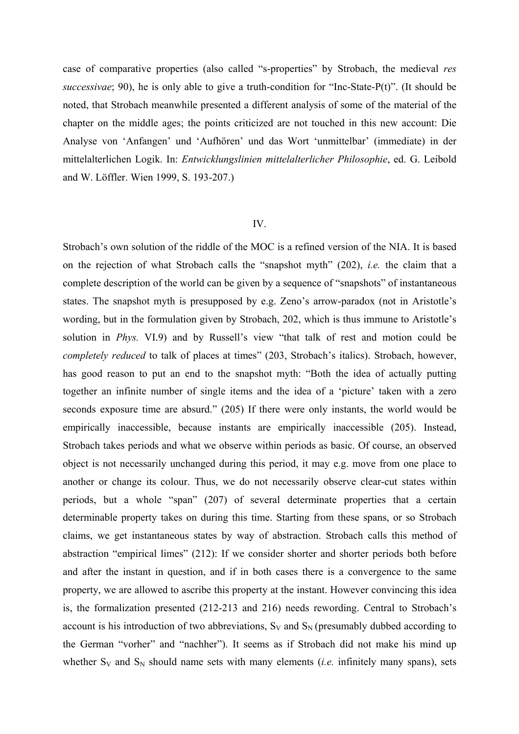case of comparative properties (also called "s-properties" by Strobach, the medieval *res successivae*; 90), he is only able to give a truth-condition for "Inc-State-P(t)". (It should be noted, that Strobach meanwhile presented a different analysis of some of the material of the chapter on the middle ages; the points criticized are not touched in this new account: Die Analyse von 'Anfangen' und 'Aufhören' und das Wort 'unmittelbar' (immediate) in der mittelalterlichen Logik. In: *Entwicklungslinien mittelalterlicher Philosophie*, ed. G. Leibold and W. Löffler. Wien 1999, S. 193-207.)

## IV.

Strobach's own solution of the riddle of the MOC is a refined version of the NIA. It is based on the rejection of what Strobach calls the "snapshot myth" (202), *i.e.* the claim that a complete description of the world can be given by a sequence of "snapshots" of instantaneous states. The snapshot myth is presupposed by e.g. Zeno's arrow-paradox (not in Aristotle's wording, but in the formulation given by Strobach, 202, which is thus immune to Aristotle's solution in *Phys.* VI.9) and by Russell's view "that talk of rest and motion could be *completely reduced* to talk of places at times" (203, Strobach's italics). Strobach, however, has good reason to put an end to the snapshot myth: "Both the idea of actually putting together an infinite number of single items and the idea of a 'picture' taken with a zero seconds exposure time are absurd." (205) If there were only instants, the world would be empirically inaccessible, because instants are empirically inaccessible (205). Instead, Strobach takes periods and what we observe within periods as basic. Of course, an observed object is not necessarily unchanged during this period, it may e.g. move from one place to another or change its colour. Thus, we do not necessarily observe clear-cut states within periods, but a whole "span" (207) of several determinate properties that a certain determinable property takes on during this time. Starting from these spans, or so Strobach claims, we get instantaneous states by way of abstraction. Strobach calls this method of abstraction "empirical limes" (212): If we consider shorter and shorter periods both before and after the instant in question, and if in both cases there is a convergence to the same property, we are allowed to ascribe this property at the instant. However convincing this idea is, the formalization presented (212-213 and 216) needs rewording. Central to Strobach's account is his introduction of two abbreviations, $S_V$ and $S_N$ (presumably dubbed according to the German "vorher" and "nachher"). It seems as if Strobach did not make his mind up whether $S_V$ and $S_N$ should name sets with many elements (*i.e.* infinitely many spans), sets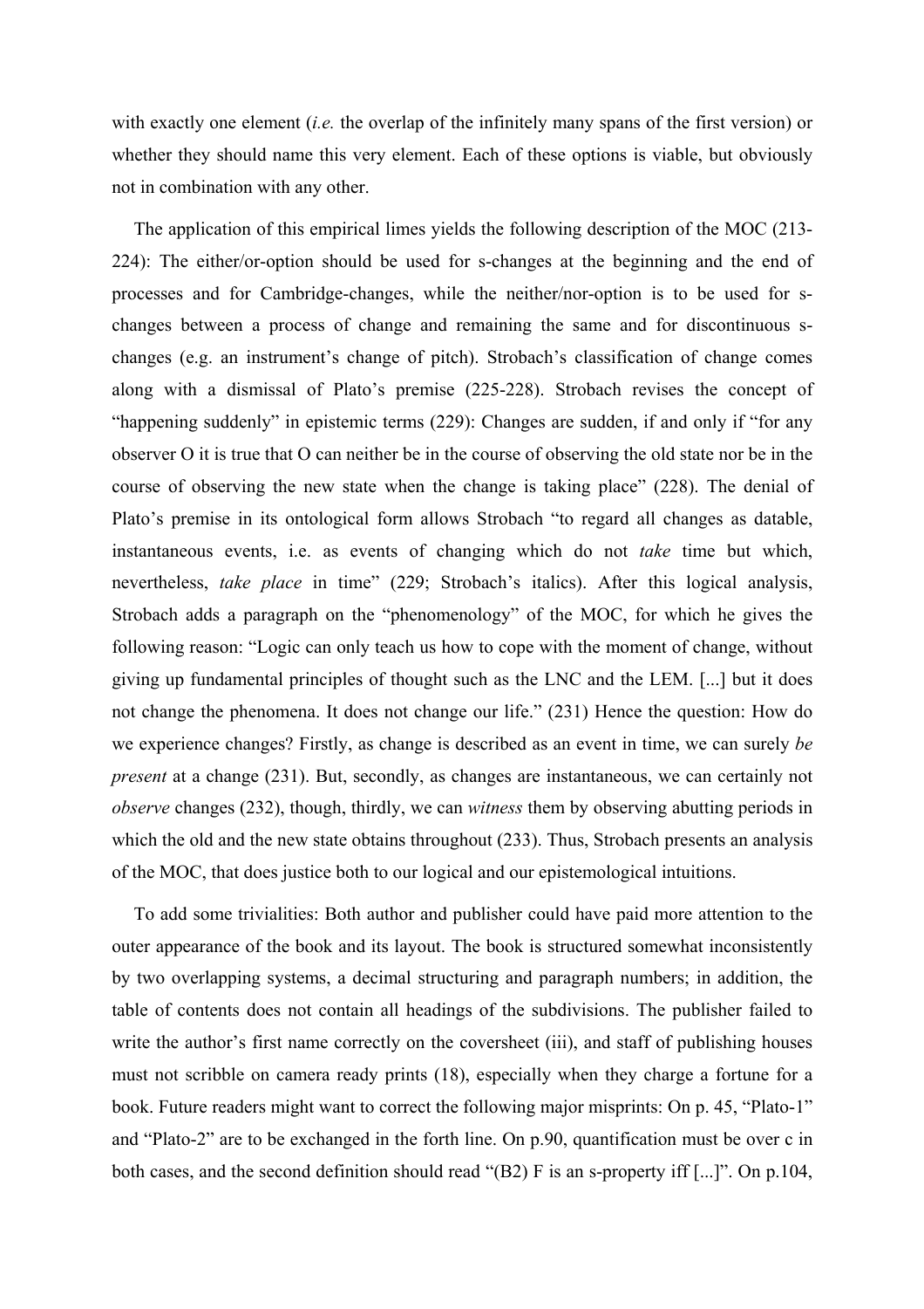with exactly one element (*i.e.* the overlap of the infinitely many spans of the first version) or whether they should name this very element. Each of these options is viable, but obviously not in combination with any other.

The application of this empirical limes yields the following description of the MOC (213-224): The either/or-option should be used for s-changes at the beginning and the end of processes and for Cambridge-changes, while the neither/nor-option is to be used for s-changes between a process of change and remaining the same and for discontinuous s-changes (e.g. an instrument's change of pitch). Strobach's classification of change comes along with a dismissal of Plato's premise (225-228). Strobach revises the concept of "happening suddenly" in epistemic terms (229): Changes are sudden, if and only if "for any observer O it is true that O can neither be in the course of observing the old state nor be in the course of observing the new state when the change is taking place" (228). The denial of Plato's premise in its ontological form allows Strobach "to regard all changes as datable, instantaneous events, i.e. as events of changing which do not *take* time but which, nevertheless, *take place* in time" (229; Strobach's italics). After this logical analysis, Strobach adds a paragraph on the "phenomenology" of the MOC, for which he gives the following reason: "Logic can only teach us how to cope with the moment of change, without giving up fundamental principles of thought such as the LNC and the LEM. [...] but it does not change the phenomena. It does not change our life." (231) Hence the question: How do we experience changes? Firstly, as change is described as an event in time, we can surely *be present* at a change (231). But, secondly, as changes are instantaneous, we can certainly not *observe* changes (232), though, thirdly, we can *witness* them by observing abutting periods in which the old and the new state obtains throughout (233). Thus, Strobach presents an analysis of the MOC, that does justice both to our logical and our epistemological intuitions.

To add some trivialities: Both author and publisher could have paid more attention to the outer appearance of the book and its layout. The book is structured somewhat inconsistently by two overlapping systems, a decimal structuring and paragraph numbers; in addition, the table of contents does not contain all headings of the subdivisions. The publisher failed to write the author's first name correctly on the coversheet (iii), and staff of publishing houses must not scribble on camera ready prints (18), especially when they charge a fortune for a book. Future readers might want to correct the following major misprints: On p. 45, "Plato-1" and "Plato-2" are to be exchanged in the forth line. On p.90, quantification must be over c in both cases, and the second definition should read "(B2) F is an s-property iff [...]". On p.104,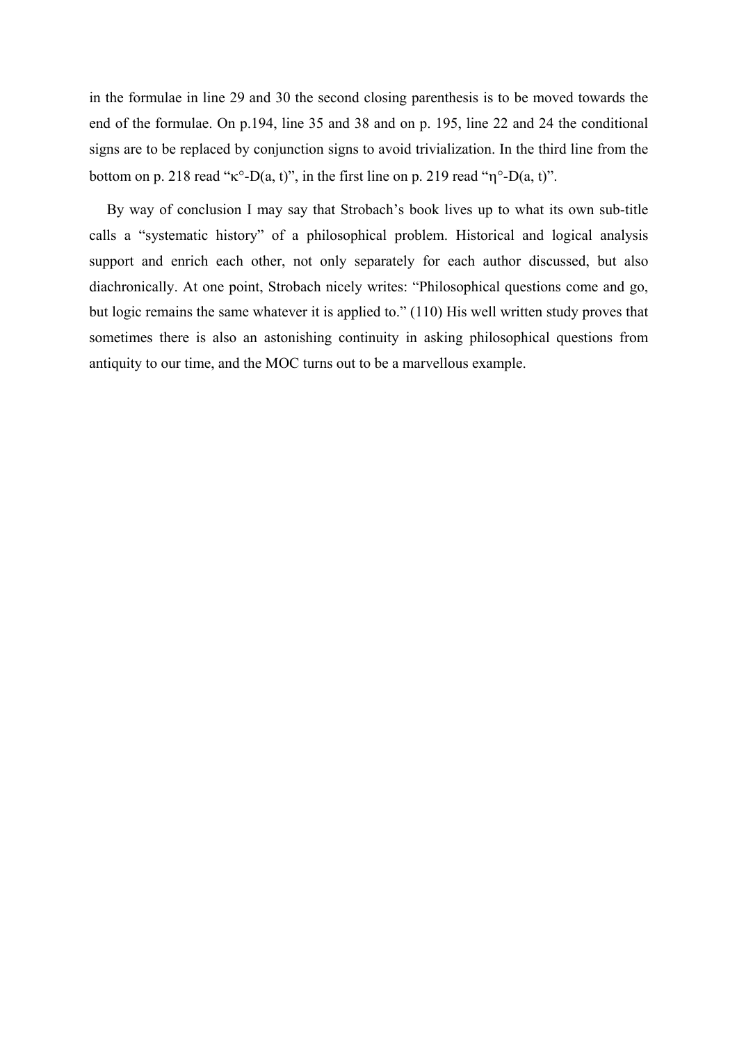in the formulae in line 29 and 30 the second closing parenthesis is to be moved towards the end of the formulae. On p.194, line 35 and 38 and on p. 195, line 22 and 24 the conditional signs are to be replaced by conjunction signs to avoid trivialization. In the third line from the bottom on p. 218 read "κ°-D(a, t)", in the first line on p. 219 read "η°-D(a, t)".

By way of conclusion I may say that Strobach's book lives up to what its own sub-title calls a "systematic history" of a philosophical problem. Historical and logical analysis support and enrich each other, not only separately for each author discussed, but also diachronically. At one point, Strobach nicely writes: "Philosophical questions come and go, but logic remains the same whatever it is applied to." (110) His well written study proves that sometimes there is also an astonishing continuity in asking philosophical questions from antiquity to our time, and the MOC turns out to be a marvellous example.